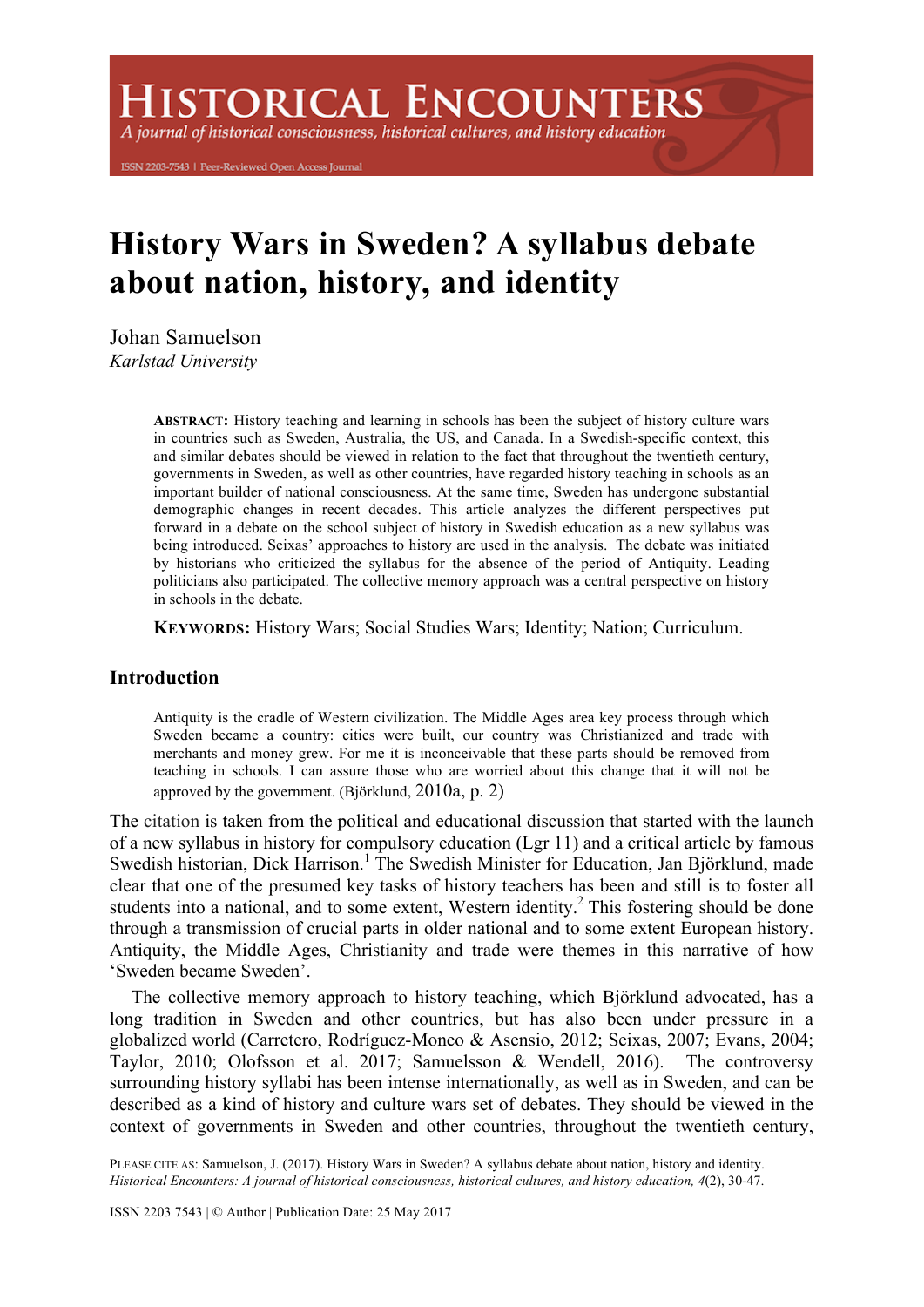# History Wars in Sweden? A syllabus debate about nation, history, and identity

Johan Samuelson
*Karlstad University*

> **ABSTRACT:** History teaching and learning in schools has been the subject of history culture wars in countries such as Sweden, Australia, the US, and Canada. In a Swedish-specific context, this and similar debates should be viewed in relation to the fact that throughout the twentieth century, governments in Sweden, as well as other countries, have regarded history teaching in schools as an important builder of national consciousness. At the same time, Sweden has undergone substantial demographic changes in recent decades. This article analyzes the different perspectives put forward in a debate on the school subject of history in Swedish education as a new syllabus was being introduced. Seixas' approaches to history are used in the analysis. The debate was initiated by historians who criticized the syllabus for the absence of the period of Antiquity. Leading politicians also participated. The collective memory approach was a central perspective on history in schools in the debate.
>
> **KEYWORDS:** History Wars; Social Studies Wars; Identity; Nation; Curriculum.

## Introduction

> Antiquity is the cradle of Western civilization. The Middle Ages area key process through which Sweden became a country: cities were built, our country was Christianized and trade with merchants and money grew. For me it is inconceivable that these parts should be removed from teaching in schools. I can assure those who are worried about this change that it will not be approved by the government. (Björklund, 2010a, p. 2)

The citation is taken from the political and educational discussion that started with the launch of a new syllabus in history for compulsory education (Lgr 11) and a critical article by famous Swedish historian, Dick Harrison.[1] The Swedish Minister for Education, Jan Björklund, made clear that one of the presumed key tasks of history teachers has been and still is to foster all students into a national, and to some extent, Western identity.[2] This fostering should be done through a transmission of crucial parts in older national and to some extent European history. Antiquity, the Middle Ages, Christianity and trade were themes in this narrative of how 'Sweden became Sweden'.

The collective memory approach to history teaching, which Björklund advocated, has a long tradition in Sweden and other countries, but has also been under pressure in a globalized world (Carretero, Rodríguez-Moneo & Asensio, 2012; Seixas, 2007; Evans, 2004; Taylor, 2010; Olofsson et al. 2017; Samuelsson & Wendell, 2016). The controversy surrounding history syllabi has been intense internationally, as well as in Sweden, and can be described as a kind of history and culture wars set of debates. They should be viewed in the context of governments in Sweden and other countries, throughout the twentieth century,

PLEASE CITE AS: Samuelson, J. (2017). History Wars in Sweden? A syllabus debate about nation, history and identity. *Historical Encounters: A journal of historical consciousness, historical cultures, and history education, 4*(2), 30-47.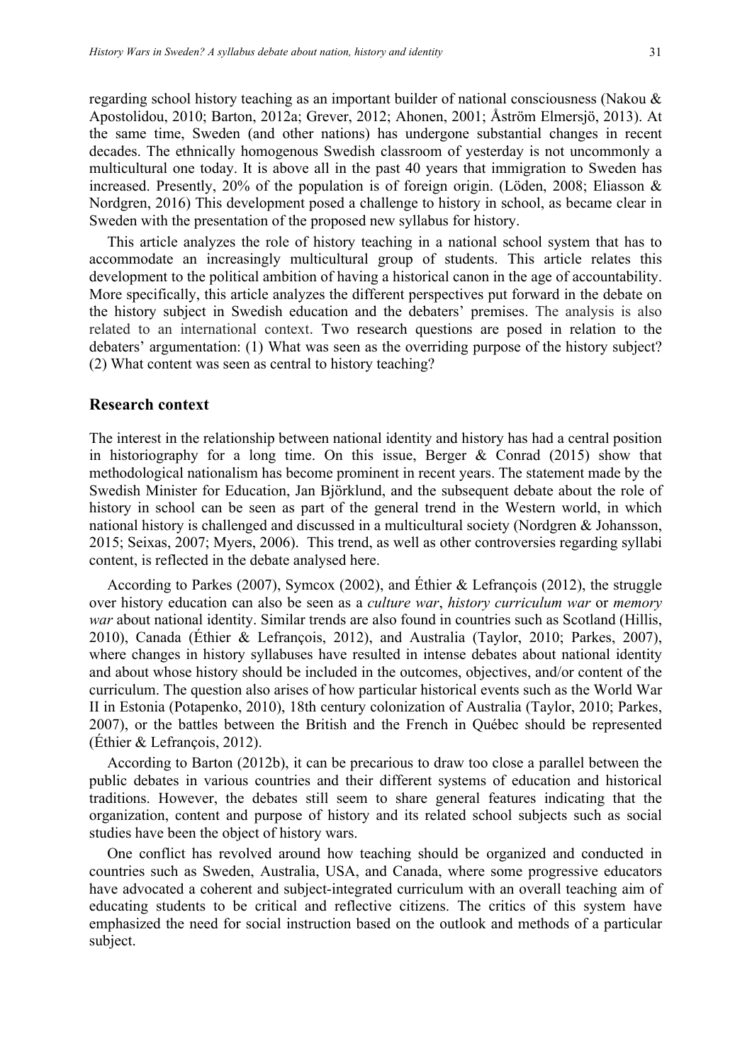regarding school history teaching as an important builder of national consciousness (Nakou & Apostolidou, 2010; Barton, 2012a; Grever, 2012; Ahonen, 2001; Åström Elmersjö, 2013). At the same time, Sweden (and other nations) has undergone substantial changes in recent decades. The ethnically homogenous Swedish classroom of yesterday is not uncommonly a multicultural one today. It is above all in the past 40 years that immigration to Sweden has increased. Presently, 20% of the population is of foreign origin. (Lödén, 2008; Eliasson & Nordgren, 2016) This development posed a challenge to history in school, as became clear in Sweden with the presentation of the proposed new syllabus for history.

This article analyzes the role of history teaching in a national school system that has to accommodate an increasingly multicultural group of students. This article relates this development to the political ambition of having a historical canon in the age of accountability. More specifically, this article analyzes the different perspectives put forward in the debate on the history subject in Swedish education and the debaters' premises. The analysis is also related to an international context. Two research questions are posed in relation to the debaters' argumentation: (1) What was seen as the overriding purpose of the history subject? (2) What content was seen as central to history teaching?

## Research context

The interest in the relationship between national identity and history has had a central position in historiography for a long time. On this issue, Berger & Conrad (2015) show that methodological nationalism has become prominent in recent years. The statement made by the Swedish Minister for Education, Jan Björklund, and the subsequent debate about the role of history in school can be seen as part of the general trend in the Western world, in which national history is challenged and discussed in a multicultural society (Nordgren & Johansson, 2015; Seixas, 2007; Myers, 2006). This trend, as well as other controversies regarding syllabi content, is reflected in the debate analysed here.

According to Parkes (2007), Symcox (2002), and Éthier & Lefrançois (2012), the struggle over history education can also be seen as a *culture war*, *history curriculum war* or *memory war* about national identity. Similar trends are also found in countries such as Scotland (Hillis, 2010), Canada (Éthier & Lefrançois, 2012), and Australia (Taylor, 2010; Parkes, 2007), where changes in history syllabuses have resulted in intense debates about national identity and about whose history should be included in the outcomes, objectives, and/or content of the curriculum. The question also arises of how particular historical events such as the World War II in Estonia (Potapenko, 2010), 18th century colonization of Australia (Taylor, 2010; Parkes, 2007), or the battles between the British and the French in Québec should be represented (Éthier & Lefrançois, 2012).

According to Barton (2012b), it can be precarious to draw too close a parallel between the public debates in various countries and their different systems of education and historical traditions. However, the debates still seem to share general features indicating that the organization, content and purpose of history and its related school subjects such as social studies have been the object of history wars.

One conflict has revolved around how teaching should be organized and conducted in countries such as Sweden, Australia, USA, and Canada, where some progressive educators have advocated a coherent and subject-integrated curriculum with an overall teaching aim of educating students to be critical and reflective citizens. The critics of this system have emphasized the need for social instruction based on the outlook and methods of a particular subject.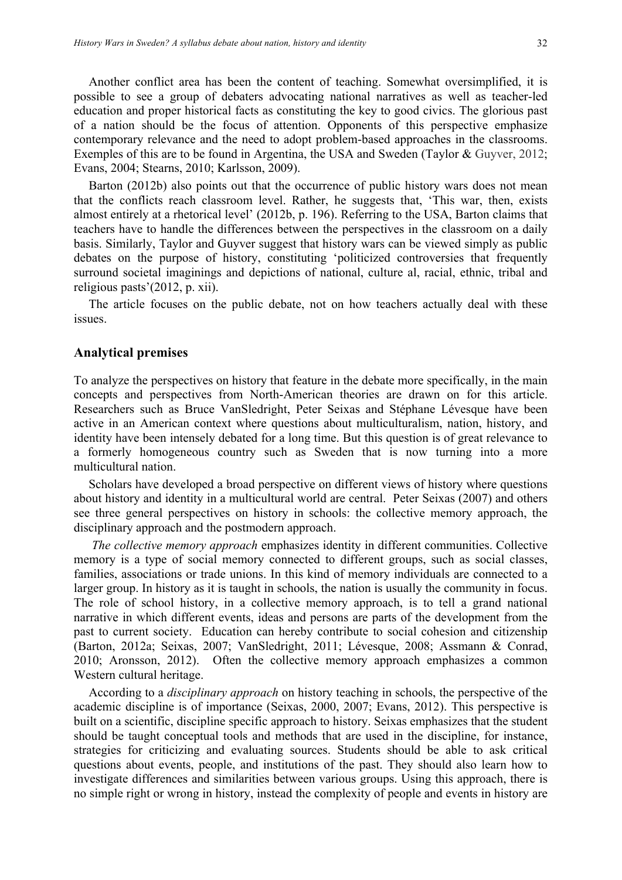Another conflict area has been the content of teaching. Somewhat oversimplified, it is possible to see a group of debaters advocating national narratives as well as teacher-led education and proper historical facts as constituting the key to good civics. The glorious past of a nation should be the focus of attention. Opponents of this perspective emphasize contemporary relevance and the need to adopt problem-based approaches in the classrooms. Examples of this are to be found in Argentina, the USA and Sweden (Taylor & Guyver, 2012; Evans, 2004; Stearns, 2010; Karlsson, 2009).

Barton (2012b) also points out that the occurrence of public history wars does not mean that the conflicts reach classroom level. Rather, he suggests that, 'This war, then, exists almost entirely at a rhetorical level' (2012b, p. 196). Referring to the USA, Barton claims that teachers have to handle the differences between the perspectives in the classroom on a daily basis. Similarly, Taylor and Guyver suggest that history wars can be viewed simply as public debates on the purpose of history, constituting 'politicized controversies that frequently surround societal imaginings and depictions of national, culture al, racial, ethnic, tribal and religious pasts'(2012, p. xii).

The article focuses on the public debate, not on how teachers actually deal with these issues.

## Analytical premises

To analyze the perspectives on history that feature in the debate more specifically, in the main concepts and perspectives from North-American theories are drawn on for this article. Researchers such as Bruce VanSledright, Peter Seixas and Stéphane Lévesque have been active in an American context where questions about multiculturalism, nation, history, and identity have been intensely debated for a long time. But this question is of great relevance to a formerly homogeneous country such as Sweden that is now turning into a more multicultural nation.

Scholars have developed a broad perspective on different views of history where questions about history and identity in a multicultural world are central. Peter Seixas (2007) and others see three general perspectives on history in schools: the collective memory approach, the disciplinary approach and the postmodern approach.

*The collective memory approach* emphasizes identity in different communities. Collective memory is a type of social memory connected to different groups, such as social classes, families, associations or trade unions. In this kind of memory individuals are connected to a larger group. In history as it is taught in schools, the nation is usually the community in focus. The role of school history, in a collective memory approach, is to tell a grand national narrative in which different events, ideas and persons are parts of the development from the past to current society. Education can hereby contribute to social cohesion and citizenship (Barton, 2012a; Seixas, 2007; VanSledright, 2011; Lévesque, 2008; Assmann & Conrad, 2010; Aronsson, 2012). Often the collective memory approach emphasizes a common Western cultural heritage.

According to a *disciplinary approach* on history teaching in schools, the perspective of the academic discipline is of importance (Seixas, 2000, 2007; Evans, 2012). This perspective is built on a scientific, discipline specific approach to history. Seixas emphasizes that the student should be taught conceptual tools and methods that are used in the discipline, for instance, strategies for criticizing and evaluating sources. Students should be able to ask critical questions about events, people, and institutions of the past. They should also learn how to investigate differences and similarities between various groups. Using this approach, there is no simple right or wrong in history, instead the complexity of people and events in history are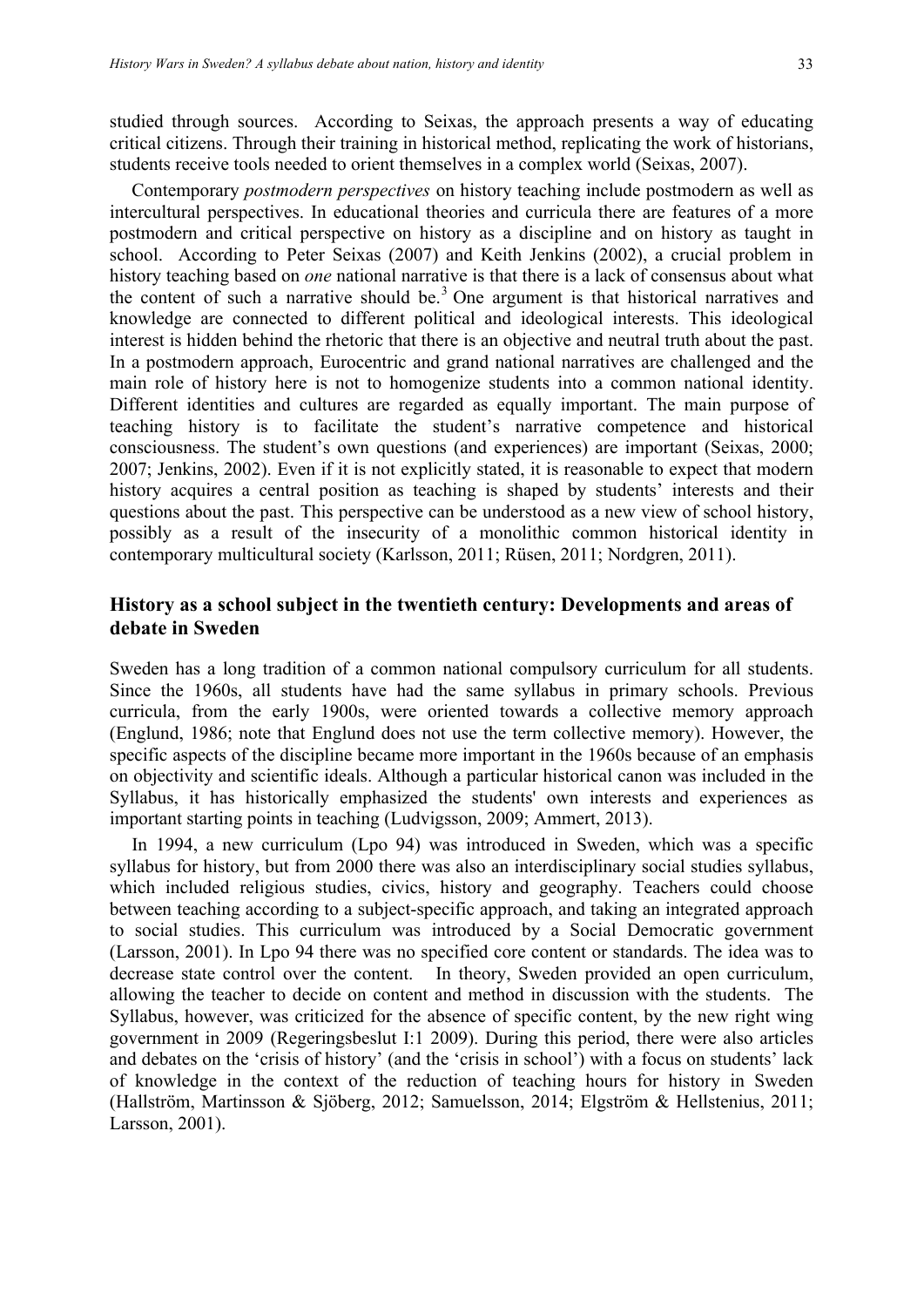studied through sources. According to Seixas, the approach presents a way of educating critical citizens. Through their training in historical method, replicating the work of historians, students receive tools needed to orient themselves in a complex world (Seixas, 2007).

Contemporary *postmodern perspectives* on history teaching include postmodern as well as intercultural perspectives. In educational theories and curricula there are features of a more postmodern and critical perspective on history as a discipline and on history as taught in school. According to Peter Seixas (2007) and Keith Jenkins (2002), a crucial problem in history teaching based on *one* national narrative is that there is a lack of consensus about what the content of such a narrative should be.[3] One argument is that historical narratives and knowledge are connected to different political and ideological interests. This ideological interest is hidden behind the rhetoric that there is an objective and neutral truth about the past. In a postmodern approach, Eurocentric and grand national narratives are challenged and the main role of history here is not to homogenize students into a common national identity. Different identities and cultures are regarded as equally important. The main purpose of teaching history is to facilitate the student's narrative competence and historical consciousness. The student's own questions (and experiences) are important (Seixas, 2000; 2007; Jenkins, 2002). Even if it is not explicitly stated, it is reasonable to expect that modern history acquires a central position as teaching is shaped by students' interests and their questions about the past. This perspective can be understood as a new view of school history, possibly as a result of the insecurity of a monolithic common historical identity in contemporary multicultural society (Karlsson, 2011; Rüsen, 2011; Nordgren, 2011).

## History as a school subject in the twentieth century: Developments and areas of debate in Sweden

Sweden has a long tradition of a common national compulsory curriculum for all students. Since the 1960s, all students have had the same syllabus in primary schools. Previous curricula, from the early 1900s, were oriented towards a collective memory approach (Englund, 1986; note that Englund does not use the term collective memory). However, the specific aspects of the discipline became more important in the 1960s because of an emphasis on objectivity and scientific ideals. Although a particular historical canon was included in the Syllabus, it has historically emphasized the students' own interests and experiences as important starting points in teaching (Ludvigsson, 2009; Ammert, 2013).

In 1994, a new curriculum (Lpo 94) was introduced in Sweden, which was a specific syllabus for history, but from 2000 there was also an interdisciplinary social studies syllabus, which included religious studies, civics, history and geography. Teachers could choose between teaching according to a subject-specific approach, and taking an integrated approach to social studies. This curriculum was introduced by a Social Democratic government (Larsson, 2001). In Lpo 94 there was no specified core content or standards. The idea was to decrease state control over the content. In theory, Sweden provided an open curriculum, allowing the teacher to decide on content and method in discussion with the students. The Syllabus, however, was criticized for the absence of specific content, by the new right wing government in 2009 (Regeringsbeslut I:1 2009). During this period, there were also articles and debates on the 'crisis of history' (and the 'crisis in school') with a focus on students' lack of knowledge in the context of the reduction of teaching hours for history in Sweden (Hallström, Martinsson & Sjöberg, 2012; Samuelsson, 2014; Elgström & Hellstenius, 2011; Larsson, 2001).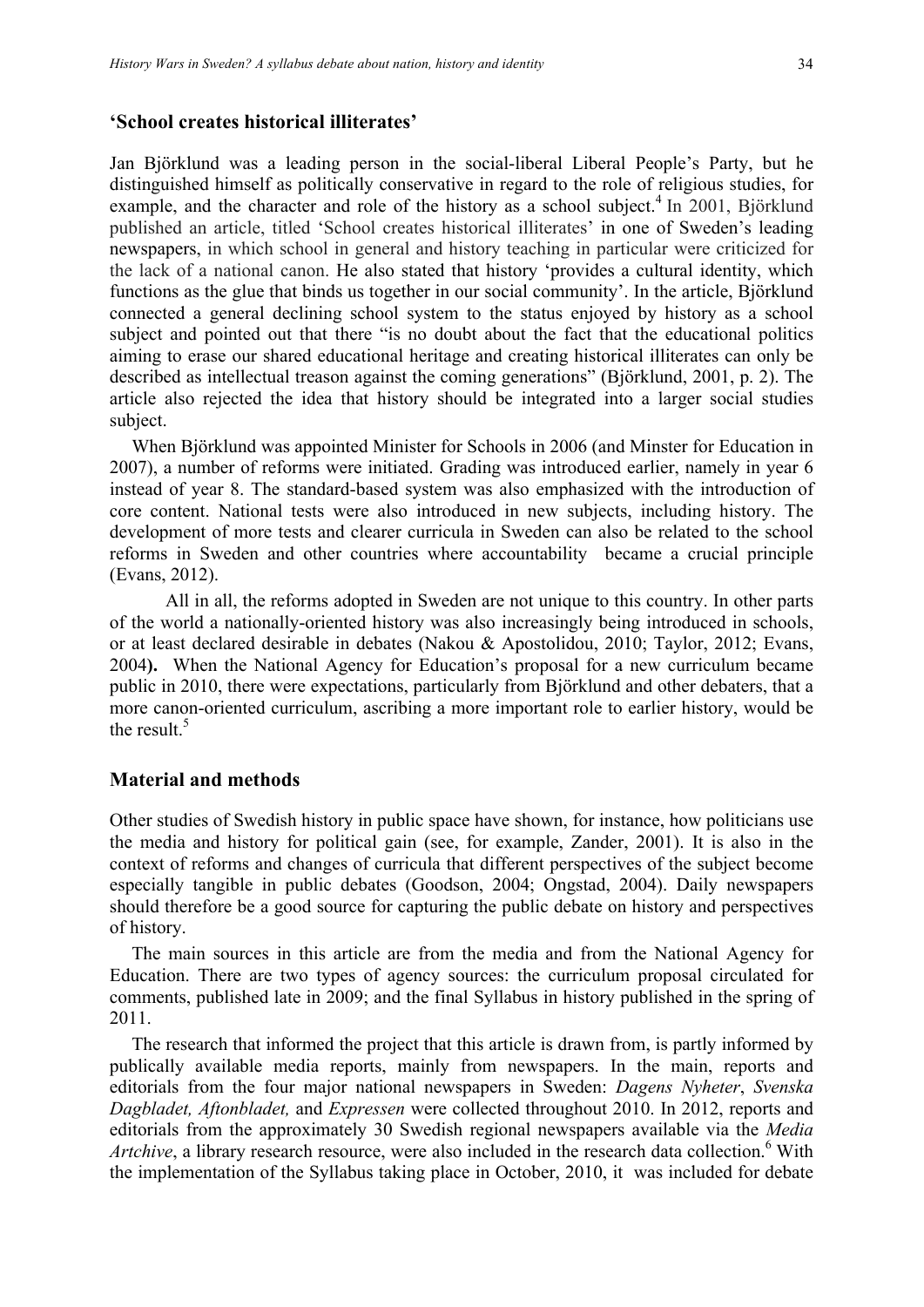## 'School creates historical illiterates'

Jan Björklund was a leading person in the social-liberal Liberal People's Party, but he distinguished himself as politically conservative in regard to the role of religious studies, for example, and the character and role of the history as a school subject.[4] In 2001, Björklund published an article, titled 'School creates historical illiterates' in one of Sweden's leading newspapers, in which school in general and history teaching in particular were criticized for the lack of a national canon. He also stated that history 'provides a cultural identity, which functions as the glue that binds us together in our social community'. In the article, Björklund connected a general declining school system to the status enjoyed by history as a school subject and pointed out that there "is no doubt about the fact that the educational politics aiming to erase our shared educational heritage and creating historical illiterates can only be described as intellectual treason against the coming generations" (Björklund, 2001, p. 2). The article also rejected the idea that history should be integrated into a larger social studies subject.

When Björklund was appointed Minister for Schools in 2006 (and Minster for Education in 2007), a number of reforms were initiated. Grading was introduced earlier, namely in year 6 instead of year 8. The standard-based system was also emphasized with the introduction of core content. National tests were also introduced in new subjects, including history. The development of more tests and clearer curricula in Sweden can also be related to the school reforms in Sweden and other countries where accountability became a crucial principle (Evans, 2012).

All in all, the reforms adopted in Sweden are not unique to this country. In other parts of the world a nationally-oriented history was also increasingly being introduced in schools, or at least declared desirable in debates (Nakou & Apostolidou, 2010; Taylor, 2012; Evans, 2004**).** When the National Agency for Education's proposal for a new curriculum became public in 2010, there were expectations, particularly from Björklund and other debaters, that a more canon-oriented curriculum, ascribing a more important role to earlier history, would be the result.[5]

## Material and methods

Other studies of Swedish history in public space have shown, for instance, how politicians use the media and history for political gain (see, for example, Zander, 2001). It is also in the context of reforms and changes of curricula that different perspectives of the subject become especially tangible in public debates (Goodson, 2004; Ongstad, 2004). Daily newspapers should therefore be a good source for capturing the public debate on history and perspectives of history.

The main sources in this article are from the media and from the National Agency for Education. There are two types of agency sources: the curriculum proposal circulated for comments, published late in 2009; and the final Syllabus in history published in the spring of 2011.

The research that informed the project that this article is drawn from, is partly informed by publically available media reports, mainly from newspapers. In the main, reports and editorials from the four major national newspapers in Sweden: *Dagens Nyheter*, *Svenska Dagbladet, Aftonbladet,* and *Expressen* were collected throughout 2010. In 2012, reports and editorials from the approximately 30 Swedish regional newspapers available via the *Media Artchive*, a library research resource, were also included in the research data collection.[6] With the implementation of the Syllabus taking place in October, 2010, it was included for debate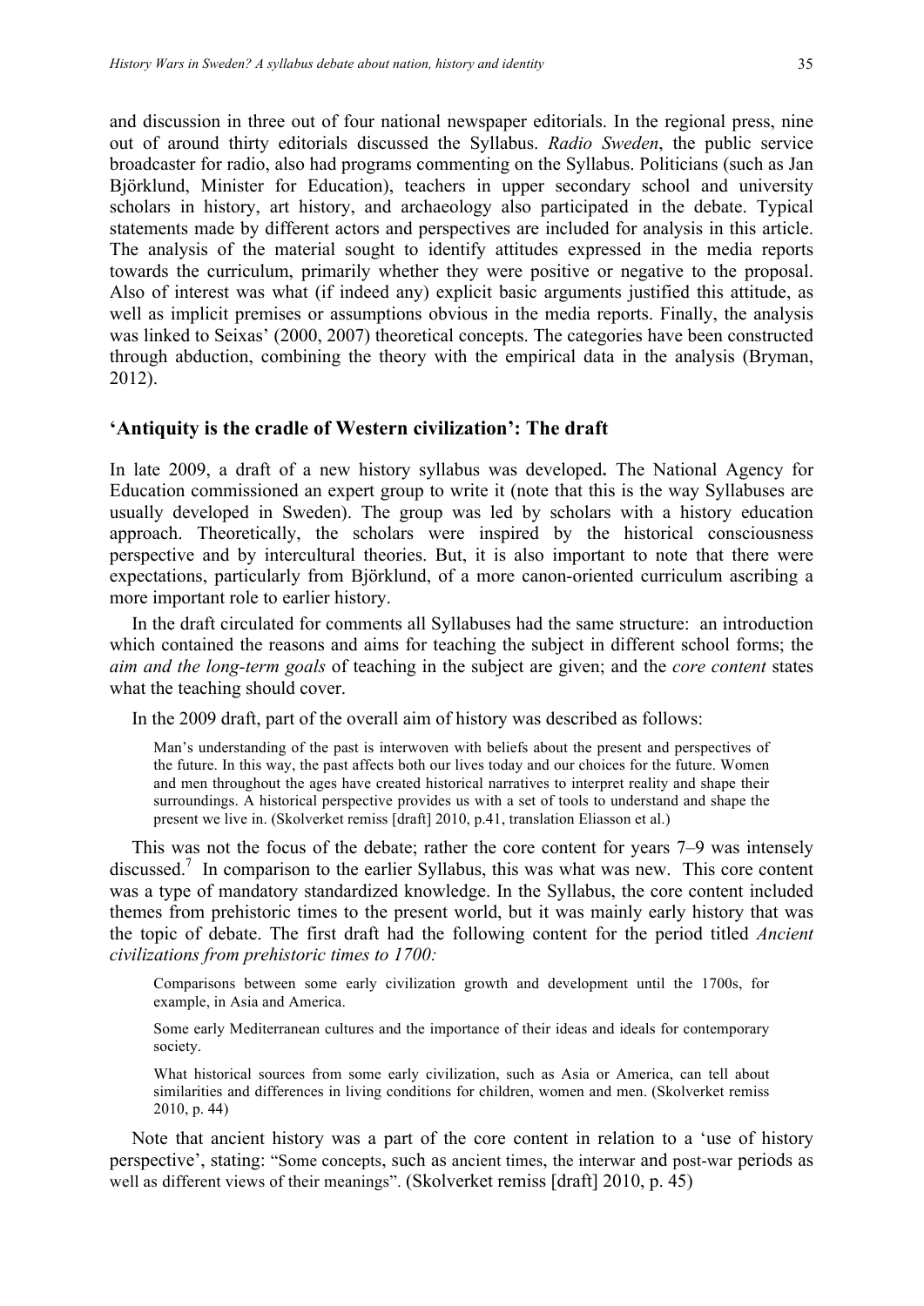and discussion in three out of four national newspaper editorials. In the regional press, nine out of around thirty editorials discussed the Syllabus. *Radio Sweden*, the public service broadcaster for radio, also had programs commenting on the Syllabus. Politicians (such as Jan Björklund, Minister for Education), teachers in upper secondary school and university scholars in history, art history, and archaeology also participated in the debate. Typical statements made by different actors and perspectives are included for analysis in this article. The analysis of the material sought to identify attitudes expressed in the media reports towards the curriculum, primarily whether they were positive or negative to the proposal. Also of interest was what (if indeed any) explicit basic arguments justified this attitude, as well as implicit premises or assumptions obvious in the media reports. Finally, the analysis was linked to Seixas' (2000, 2007) theoretical concepts. The categories have been constructed through abduction, combining the theory with the empirical data in the analysis (Bryman, 2012).

## 'Antiquity is the cradle of Western civilization': The draft

In late 2009, a draft of a new history syllabus was developed**.** The National Agency for Education commissioned an expert group to write it (note that this is the way Syllabuses are usually developed in Sweden). The group was led by scholars with a history education approach. Theoretically, the scholars were inspired by the historical consciousness perspective and by intercultural theories. But, it is also important to note that there were expectations, particularly from Björklund, of a more canon-oriented curriculum ascribing a more important role to earlier history.

In the draft circulated for comments all Syllabuses had the same structure: an introduction which contained the reasons and aims for teaching the subject in different school forms; the *aim and the long-term goals* of teaching in the subject are given; and the *core content* states what the teaching should cover.

In the 2009 draft, part of the overall aim of history was described as follows:

> Man's understanding of the past is interwoven with beliefs about the present and perspectives of the future. In this way, the past affects both our lives today and our choices for the future. Women and men throughout the ages have created historical narratives to interpret reality and shape their surroundings. A historical perspective provides us with a set of tools to understand and shape the present we live in. (Skolverket remiss [draft] 2010, p.41, translation Eliasson et al.)

This was not the focus of the debate; rather the core content for years 7–9 was intensely discussed.[7] In comparison to the earlier Syllabus, this was what was new. This core content was a type of mandatory standardized knowledge. In the Syllabus, the core content included themes from prehistoric times to the present world, but it was mainly early history that was the topic of debate. The first draft had the following content for the period titled *Ancient civilizations from prehistoric times to 1700:*

> Comparisons between some early civilization growth and development until the 1700s, for example, in Asia and America.
>
> Some early Mediterranean cultures and the importance of their ideas and ideals for contemporary society.
>
> What historical sources from some early civilization, such as Asia or America, can tell about similarities and differences in living conditions for children, women and men. (Skolverket remiss 2010, p. 44)

Note that ancient history was a part of the core content in relation to a 'use of history perspective', stating: "Some concepts, such as ancient times, the interwar and post-war periods as well as different views of their meanings". (Skolverket remiss [draft] 2010, p. 45)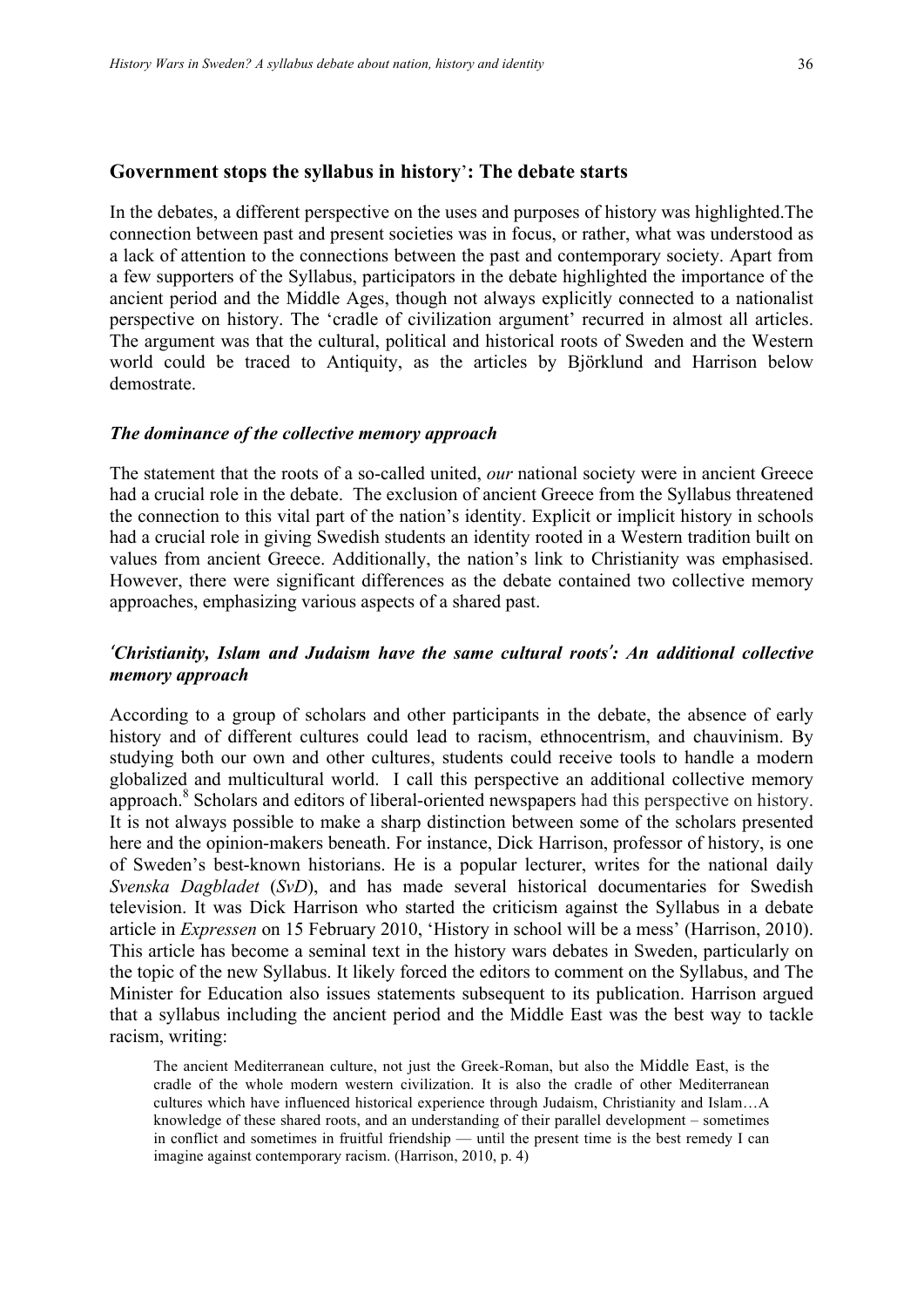## Government stops the syllabus in history': The debate starts

In the debates, a different perspective on the uses and purposes of history was highlighted.The connection between past and present societies was in focus, or rather, what was understood as a lack of attention to the connections between the past and contemporary society. Apart from a few supporters of the Syllabus, participators in the debate highlighted the importance of the ancient period and the Middle Ages, though not always explicitly connected to a nationalist perspective on history. The 'cradle of civilization argument' recurred in almost all articles. The argument was that the cultural, political and historical roots of Sweden and the Western world could be traced to Antiquity, as the articles by Björklund and Harrison below demostrate.

### *The dominance of the collective memory approach*

The statement that the roots of a so-called united, *our* national society were in ancient Greece had a crucial role in the debate. The exclusion of ancient Greece from the Syllabus threatened the connection to this vital part of the nation's identity. Explicit or implicit history in schools had a crucial role in giving Swedish students an identity rooted in a Western tradition built on values from ancient Greece. Additionally, the nation's link to Christianity was emphasised. However, there were significant differences as the debate contained two collective memory approaches, emphasizing various aspects of a shared past.

### *'Christianity, Islam and Judaism have the same cultural roots': An additional collective memory approach*

According to a group of scholars and other participants in the debate, the absence of early history and of different cultures could lead to racism, ethnocentrism, and chauvinism. By studying both our own and other cultures, students could receive tools to handle a modern globalized and multicultural world. I call this perspective an additional collective memory approach.[8] Scholars and editors of liberal-oriented newspapers had this perspective on history. It is not always possible to make a sharp distinction between some of the scholars presented here and the opinion-makers beneath. For instance, Dick Harrison, professor of history, is one of Sweden's best-known historians. He is a popular lecturer, writes for the national daily *Svenska Dagbladet* (*SvD*), and has made several historical documentaries for Swedish television. It was Dick Harrison who started the criticism against the Syllabus in a debate article in *Expressen* on 15 February 2010, 'History in school will be a mess' (Harrison, 2010). This article has become a seminal text in the history wars debates in Sweden, particularly on the topic of the new Syllabus. It likely forced the editors to comment on the Syllabus, and The Minister for Education also issues statements subsequent to its publication. Harrison argued that a syllabus including the ancient period and the Middle East was the best way to tackle racism, writing:

> The ancient Mediterranean culture, not just the Greek-Roman, but also the Middle East, is the cradle of the whole modern western civilization. It is also the cradle of other Mediterranean cultures which have influenced historical experience through Judaism, Christianity and Islam…A knowledge of these shared roots, and an understanding of their parallel development – sometimes in conflict and sometimes in fruitful friendship — until the present time is the best remedy I can imagine against contemporary racism. (Harrison, 2010, p. 4)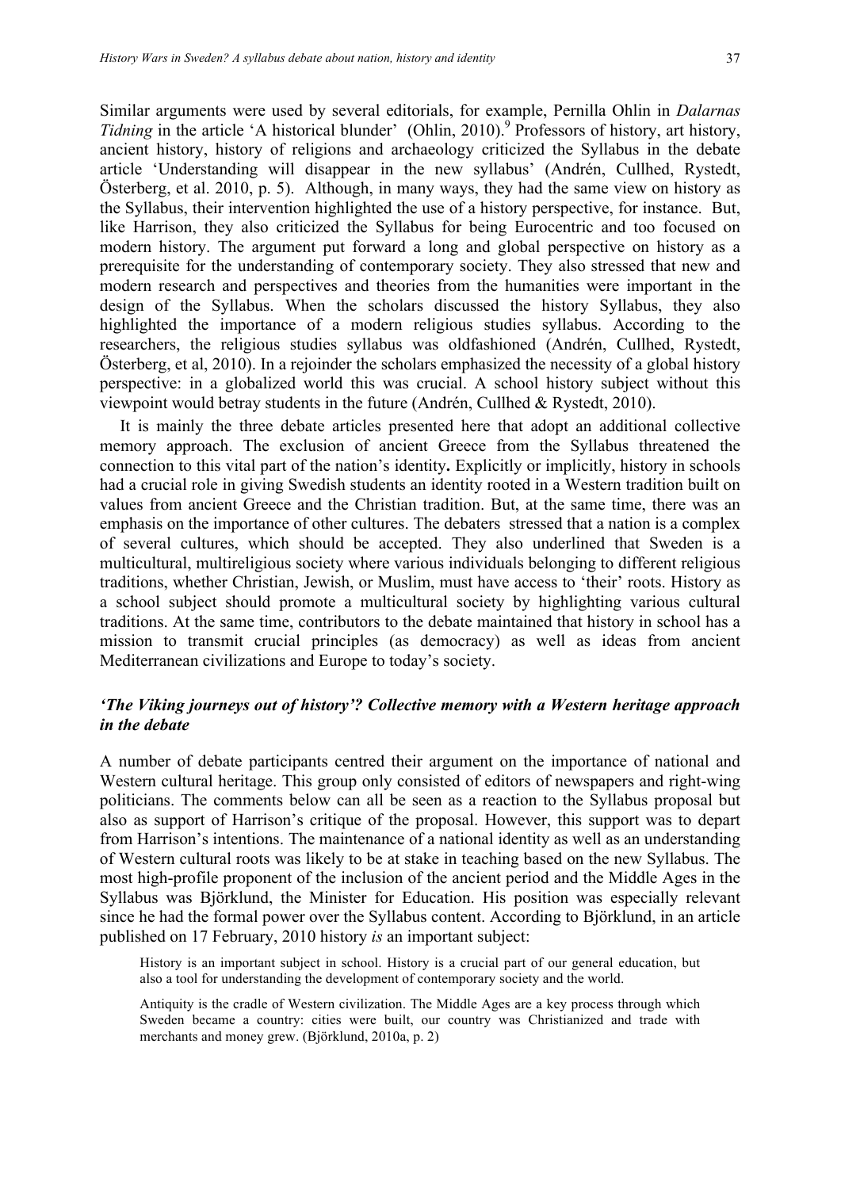Similar arguments were used by several editorials, for example, Pernilla Ohlin in *Dalarnas Tidning* in the article 'A historical blunder' (Ohlin, 2010).[9] Professors of history, art history, ancient history, history of religions and archaeology criticized the Syllabus in the debate article 'Understanding will disappear in the new syllabus' (Andrén, Cullhed, Rystedt, Österberg, et al. 2010, p. 5). Although, in many ways, they had the same view on history as the Syllabus, their intervention highlighted the use of a history perspective, for instance. But, like Harrison, they also criticized the Syllabus for being Eurocentric and too focused on modern history. The argument put forward a long and global perspective on history as a prerequisite for the understanding of contemporary society. They also stressed that new and modern research and perspectives and theories from the humanities were important in the design of the Syllabus. When the scholars discussed the history Syllabus, they also highlighted the importance of a modern religious studies syllabus. According to the researchers, the religious studies syllabus was oldfashioned (Andrén, Cullhed, Rystedt, Österberg, et al, 2010). In a rejoinder the scholars emphasized the necessity of a global history perspective: in a globalized world this was crucial. A school history subject without this viewpoint would betray students in the future (Andrén, Cullhed & Rystedt, 2010).

It is mainly the three debate articles presented here that adopt an additional collective memory approach. The exclusion of ancient Greece from the Syllabus threatened the connection to this vital part of the nation's identity**.** Explicitly or implicitly, history in schools had a crucial role in giving Swedish students an identity rooted in a Western tradition built on values from ancient Greece and the Christian tradition. But, at the same time, there was an emphasis on the importance of other cultures. The debaters stressed that a nation is a complex of several cultures, which should be accepted. They also underlined that Sweden is a multicultural, multireligious society where various individuals belonging to different religious traditions, whether Christian, Jewish, or Muslim, must have access to 'their' roots. History as a school subject should promote a multicultural society by highlighting various cultural traditions. At the same time, contributors to the debate maintained that history in school has a mission to transmit crucial principles (as democracy) as well as ideas from ancient Mediterranean civilizations and Europe to today's society.

### *'The Viking journeys out of history'? Collective memory with a Western heritage approach in the debate*

A number of debate participants centred their argument on the importance of national and Western cultural heritage. This group only consisted of editors of newspapers and right-wing politicians. The comments below can all be seen as a reaction to the Syllabus proposal but also as support of Harrison's critique of the proposal. However, this support was to depart from Harrison's intentions. The maintenance of a national identity as well as an understanding of Western cultural roots was likely to be at stake in teaching based on the new Syllabus. The most high-profile proponent of the inclusion of the ancient period and the Middle Ages in the Syllabus was Björklund, the Minister for Education. His position was especially relevant since he had the formal power over the Syllabus content. According to Björklund, in an article published on 17 February, 2010 history *is* an important subject:

> History is an important subject in school. History is a crucial part of our general education, but also a tool for understanding the development of contemporary society and the world.
>
> Antiquity is the cradle of Western civilization. The Middle Ages are a key process through which Sweden became a country: cities were built, our country was Christianized and trade with merchants and money grew. (Björklund, 2010a, p. 2)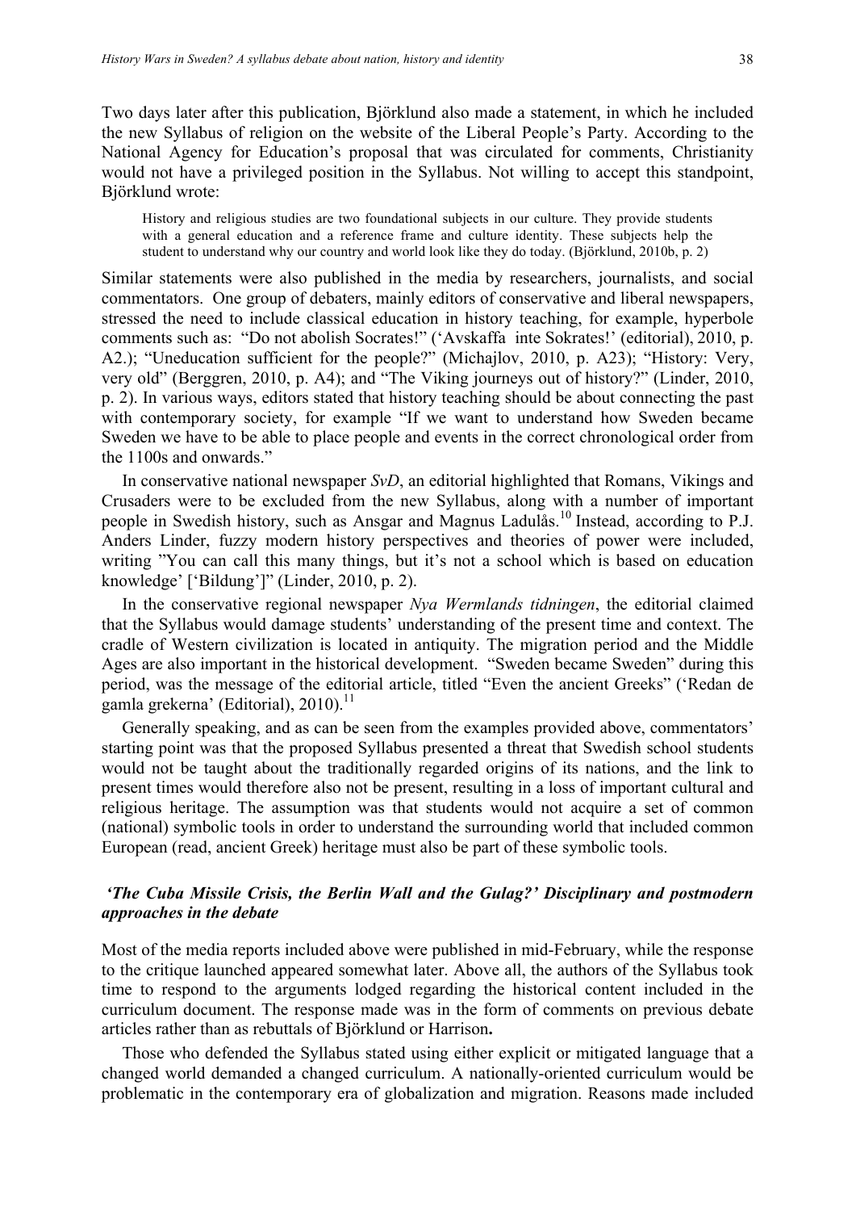Two days later after this publication, Björklund also made a statement, in which he included the new Syllabus of religion on the website of the Liberal People's Party. According to the National Agency for Education's proposal that was circulated for comments, Christianity would not have a privileged position in the Syllabus. Not willing to accept this standpoint, Björklund wrote:

> History and religious studies are two foundational subjects in our culture. They provide students with a general education and a reference frame and culture identity. These subjects help the student to understand why our country and world look like they do today. (Björklund, 2010b, p. 2)

Similar statements were also published in the media by researchers, journalists, and social commentators. One group of debaters, mainly editors of conservative and liberal newspapers, stressed the need to include classical education in history teaching, for example, hyperbole comments such as: "Do not abolish Socrates!" ('Avskaffa inte Sokrates!' (editorial), 2010, p. A2.); "Uneducation sufficient for the people?" (Michajlov, 2010, p. A23); "History: Very, very old" (Berggren, 2010, p. A4); and "The Viking journeys out of history?" (Linder, 2010, p. 2). In various ways, editors stated that history teaching should be about connecting the past with contemporary society, for example "If we want to understand how Sweden became Sweden we have to be able to place people and events in the correct chronological order from the 1100s and onwards."

In conservative national newspaper *SvD*, an editorial highlighted that Romans, Vikings and Crusaders were to be excluded from the new Syllabus, along with a number of important people in Swedish history, such as Ansgar and Magnus Ladulås.[10] Instead, according to P.J. Anders Linder, fuzzy modern history perspectives and theories of power were included, writing "You can call this many things, but it's not a school which is based on education knowledge' ['Bildung']" (Linder, 2010, p. 2).

In the conservative regional newspaper *Nya Wermlands tidningen*, the editorial claimed that the Syllabus would damage students' understanding of the present time and context. The cradle of Western civilization is located in antiquity. The migration period and the Middle Ages are also important in the historical development. "Sweden became Sweden" during this period, was the message of the editorial article, titled "Even the ancient Greeks" ('Redan de gamla grekerna' (Editorial), 2010).[11]

Generally speaking, and as can be seen from the examples provided above, commentators' starting point was that the proposed Syllabus presented a threat that Swedish school students would not be taught about the traditionally regarded origins of its nations, and the link to present times would therefore also not be present, resulting in a loss of important cultural and religious heritage. The assumption was that students would not acquire a set of common (national) symbolic tools in order to understand the surrounding world that included common European (read, ancient Greek) heritage must also be part of these symbolic tools.

## *'The Cuba Missile Crisis, the Berlin Wall and the Gulag?' Disciplinary and postmodern approaches in the debate*

Most of the media reports included above were published in mid-February, while the response to the critique launched appeared somewhat later. Above all, the authors of the Syllabus took time to respond to the arguments lodged regarding the historical content included in the curriculum document. The response made was in the form of comments on previous debate articles rather than as rebuttals of Björklund or Harrison**.**

Those who defended the Syllabus stated using either explicit or mitigated language that a changed world demanded a changed curriculum. A nationally-oriented curriculum would be problematic in the contemporary era of globalization and migration. Reasons made included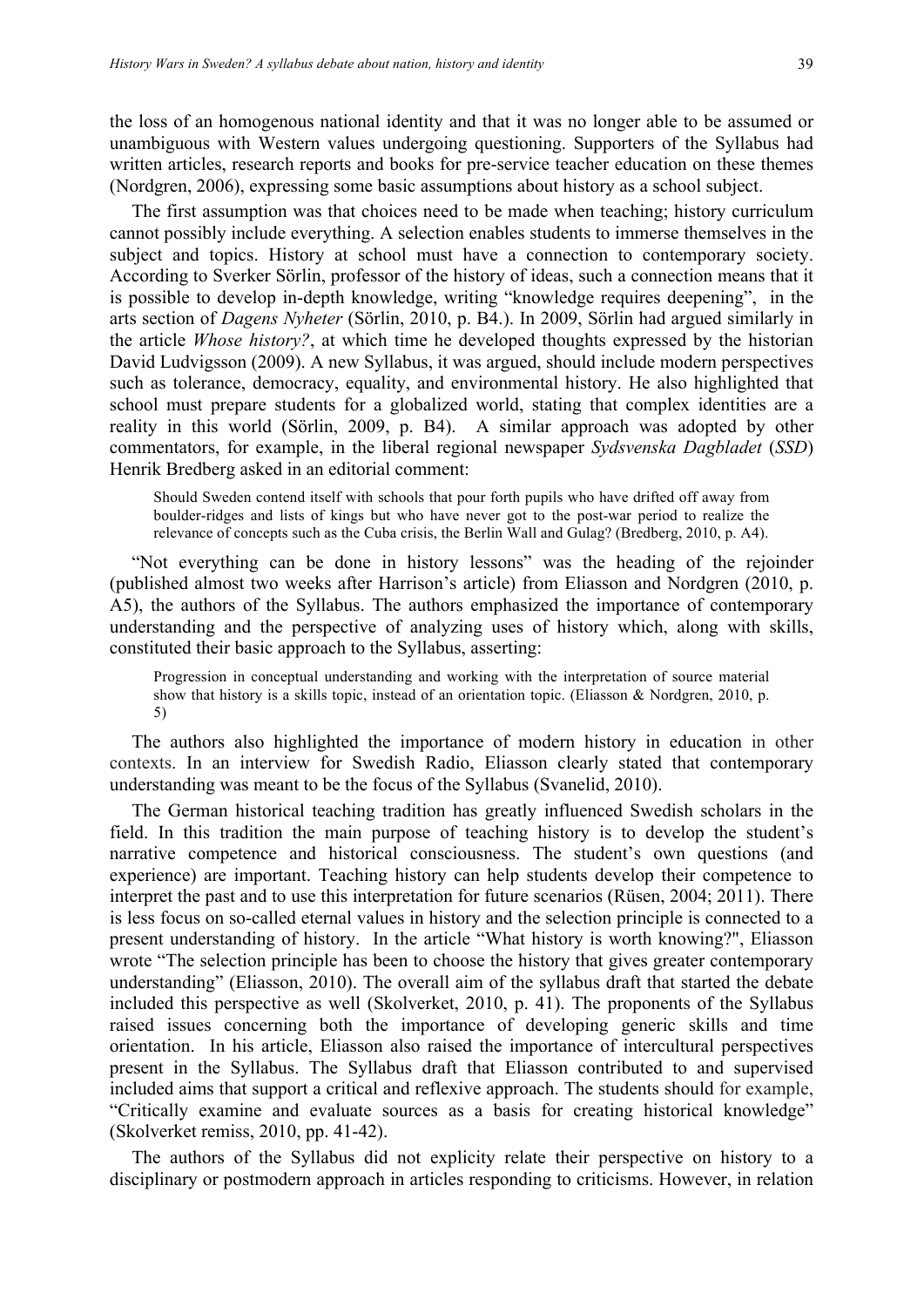the loss of an homogenous national identity and that it was no longer able to be assumed or unambiguous with Western values undergoing questioning. Supporters of the Syllabus had written articles, research reports and books for pre-service teacher education on these themes (Nordgren, 2006), expressing some basic assumptions about history as a school subject.

The first assumption was that choices need to be made when teaching; history curriculum cannot possibly include everything. A selection enables students to immerse themselves in the subject and topics. History at school must have a connection to contemporary society. According to Sverker Sörlin, professor of the history of ideas, such a connection means that it is possible to develop in-depth knowledge, writing "knowledge requires deepening", in the arts section of *Dagens Nyheter* (Sörlin, 2010, p. B4.). In 2009, Sörlin had argued similarly in the article *Whose history?*, at which time he developed thoughts expressed by the historian David Ludvigsson (2009). A new Syllabus, it was argued, should include modern perspectives such as tolerance, democracy, equality, and environmental history. He also highlighted that school must prepare students for a globalized world, stating that complex identities are a reality in this world (Sörlin, 2009, p. B4). A similar approach was adopted by other commentators, for example, in the liberal regional newspaper *Sydsvenska Dagbladet* (*SSD*) Henrik Bredberg asked in an editorial comment:

> Should Sweden contend itself with schools that pour forth pupils who have drifted off away from boulder-ridges and lists of kings but who have never got to the post-war period to realize the relevance of concepts such as the Cuba crisis, the Berlin Wall and Gulag? (Bredberg, 2010, p. A4).

"Not everything can be done in history lessons" was the heading of the rejoinder (published almost two weeks after Harrison's article) from Eliasson and Nordgren (2010, p. A5), the authors of the Syllabus. The authors emphasized the importance of contemporary understanding and the perspective of analyzing uses of history which, along with skills, constituted their basic approach to the Syllabus, asserting:

> Progression in conceptual understanding and working with the interpretation of source material show that history is a skills topic, instead of an orientation topic. (Eliasson & Nordgren, 2010, p. 5)

The authors also highlighted the importance of modern history in education in other contexts. In an interview for Swedish Radio, Eliasson clearly stated that contemporary understanding was meant to be the focus of the Syllabus (Svanelid, 2010).

The German historical teaching tradition has greatly influenced Swedish scholars in the field. In this tradition the main purpose of teaching history is to develop the student's narrative competence and historical consciousness. The student's own questions (and experience) are important. Teaching history can help students develop their competence to interpret the past and to use this interpretation for future scenarios (Rüsen, 2004; 2011). There is less focus on so-called eternal values in history and the selection principle is connected to a present understanding of history. In the article "What history is worth knowing?", Eliasson wrote "The selection principle has been to choose the history that gives greater contemporary understanding" (Eliasson, 2010). The overall aim of the syllabus draft that started the debate included this perspective as well (Skolverket, 2010, p. 41). The proponents of the Syllabus raised issues concerning both the importance of developing generic skills and time orientation. In his article, Eliasson also raised the importance of intercultural perspectives present in the Syllabus. The Syllabus draft that Eliasson contributed to and supervised included aims that support a critical and reflexive approach. The students should for example, "Critically examine and evaluate sources as a basis for creating historical knowledge" (Skolverket remiss, 2010, pp. 41-42).

The authors of the Syllabus did not explicity relate their perspective on history to a disciplinary or postmodern approach in articles responding to criticisms. However, in relation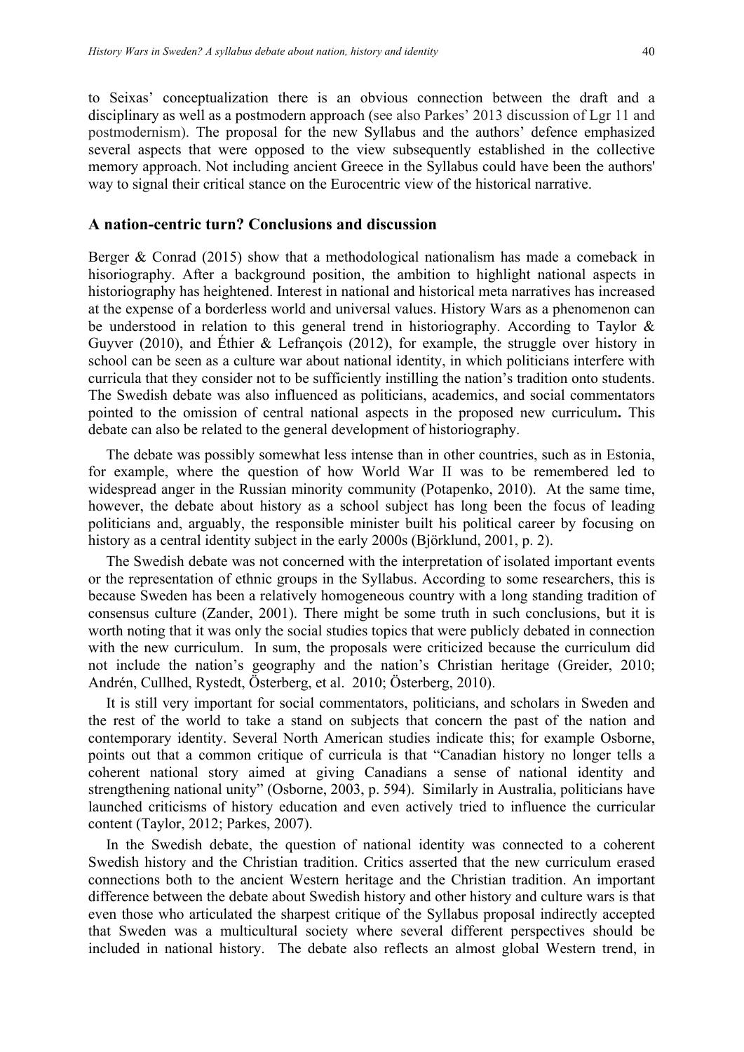to Seixas' conceptualization there is an obvious connection between the draft and a disciplinary as well as a postmodern approach (see also Parkes' 2013 discussion of Lgr 11 and postmodernism). The proposal for the new Syllabus and the authors' defence emphasized several aspects that were opposed to the view subsequently established in the collective memory approach. Not including ancient Greece in the Syllabus could have been the authors' way to signal their critical stance on the Eurocentric view of the historical narrative.

## A nation-centric turn? Conclusions and discussion

Berger & Conrad (2015) show that a methodological nationalism has made a comeback in hisoriography. After a background position, the ambition to highlight national aspects in historiography has heightened. Interest in national and historical meta narratives has increased at the expense of a borderless world and universal values. History Wars as a phenomenon can be understood in relation to this general trend in historiography. According to Taylor & Guyver (2010), and Éthier & Lefrançois (2012), for example, the struggle over history in school can be seen as a culture war about national identity, in which politicians interfere with curricula that they consider not to be sufficiently instilling the nation's tradition onto students. The Swedish debate was also influenced as politicians, academics, and social commentators pointed to the omission of central national aspects in the proposed new curriculum**.** This debate can also be related to the general development of historiography.

The debate was possibly somewhat less intense than in other countries, such as in Estonia, for example, where the question of how World War II was to be remembered led to widespread anger in the Russian minority community (Potapenko, 2010). At the same time, however, the debate about history as a school subject has long been the focus of leading politicians and, arguably, the responsible minister built his political career by focusing on history as a central identity subject in the early 2000s (Björklund, 2001, p. 2).

The Swedish debate was not concerned with the interpretation of isolated important events or the representation of ethnic groups in the Syllabus. According to some researchers, this is because Sweden has been a relatively homogeneous country with a long standing tradition of consensus culture (Zander, 2001). There might be some truth in such conclusions, but it is worth noting that it was only the social studies topics that were publicly debated in connection with the new curriculum. In sum, the proposals were criticized because the curriculum did not include the nation's geography and the nation's Christian heritage (Greider, 2010; Andrén, Cullhed, Rystedt, Österberg, et al. 2010; Österberg, 2010).

It is still very important for social commentators, politicians, and scholars in Sweden and the rest of the world to take a stand on subjects that concern the past of the nation and contemporary identity. Several North American studies indicate this; for example Osborne, points out that a common critique of curricula is that "Canadian history no longer tells a coherent national story aimed at giving Canadians a sense of national identity and strengthening national unity" (Osborne, 2003, p. 594). Similarly in Australia, politicians have launched criticisms of history education and even actively tried to influence the curricular content (Taylor, 2012; Parkes, 2007).

In the Swedish debate, the question of national identity was connected to a coherent Swedish history and the Christian tradition. Critics asserted that the new curriculum erased connections both to the ancient Western heritage and the Christian tradition. An important difference between the debate about Swedish history and other history and culture wars is that even those who articulated the sharpest critique of the Syllabus proposal indirectly accepted that Sweden was a multicultural society where several different perspectives should be included in national history. The debate also reflects an almost global Western trend, in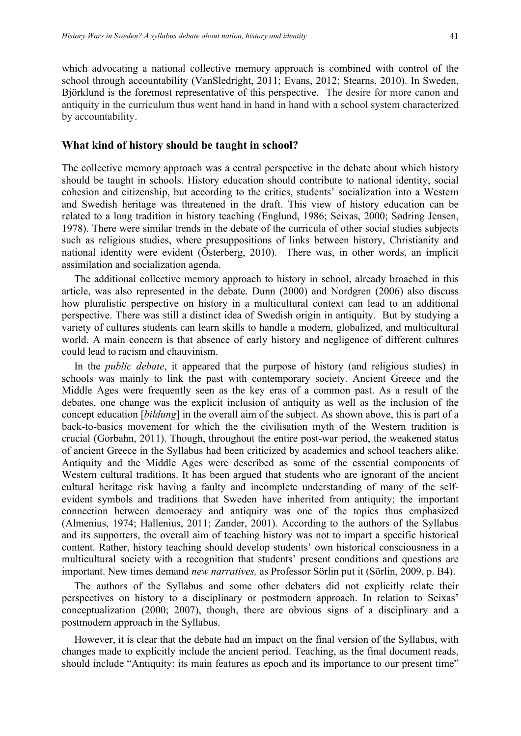which advocating a national collective memory approach is combined with control of the school through accountability (VanSledright, 2011; Evans, 2012; Stearns, 2010). In Sweden, Björklund is the foremost representative of this perspective. The desire for more canon and antiquity in the curriculum thus went hand in hand in hand with a school system characterized by accountability.

## What kind of history should be taught in school?

The collective memory approach was a central perspective in the debate about which history should be taught in schools. History education should contribute to national identity, social cohesion and citizenship, but according to the critics, students' socialization into a Western and Swedish heritage was threatened in the draft. This view of history education can be related to a long tradition in history teaching (Englund, 1986; Seixas, 2000; Sødring Jensen, 1978). There were similar trends in the debate of the curricula of other social studies subjects such as religious studies, where presuppositions of links between history, Christianity and national identity were evident (Österberg, 2010). There was, in other words, an implicit assimilation and socialization agenda.

The additional collective memory approach to history in school, already broached in this article, was also represented in the debate. Dunn (2000) and Nordgren (2006) also discuss how pluralistic perspective on history in a multicultural context can lead to an additional perspective. There was still a distinct idea of Swedish origin in antiquity. But by studying a variety of cultures students can learn skills to handle a modern, globalized, and multicultural world. A main concern is that absence of early history and negligence of different cultures could lead to racism and chauvinism.

In the *public debate*, it appeared that the purpose of history (and religious studies) in schools was mainly to link the past with contemporary society. Ancient Greece and the Middle Ages were frequently seen as the key eras of a common past. As a result of the debates, one change was the explicit inclusion of antiquity as well as the inclusion of the concept education [*bildung*] in the overall aim of the subject. As shown above, this is part of a back-to-basics movement for which the the civilisation myth of the Western tradition is crucial (Gorbahn, 2011). Though, throughout the entire post-war period, the weakened status of ancient Greece in the Syllabus had been criticized by academics and school teachers alike. Antiquity and the Middle Ages were described as some of the essential components of Western cultural traditions. It has been argued that students who are ignorant of the ancient cultural heritage risk having a faulty and incomplete understanding of many of the self-evident symbols and traditions that Sweden have inherited from antiquity; the important connection between democracy and antiquity was one of the topics thus emphasized (Almenius, 1974; Hallenius, 2011; Zander, 2001). According to the authors of the Syllabus and its supporters, the overall aim of teaching history was not to impart a specific historical content. Rather, history teaching should develop students' own historical consciousness in a multicultural society with a recognition that students' present conditions and questions are important. New times demand *new narratives,* as Professor Sörlin put it (Sörlin, 2009, p. B4).

The authors of the Syllabus and some other debaters did not explicitly relate their perspectives on history to a disciplinary or postmodern approach. In relation to Seixas' conceptualization (2000; 2007), though, there are obvious signs of a disciplinary and a postmodern approach in the Syllabus.

However, it is clear that the debate had an impact on the final version of the Syllabus, with changes made to explicitly include the ancient period. Teaching, as the final document reads, should include "Antiquity: its main features as epoch and its importance to our present time"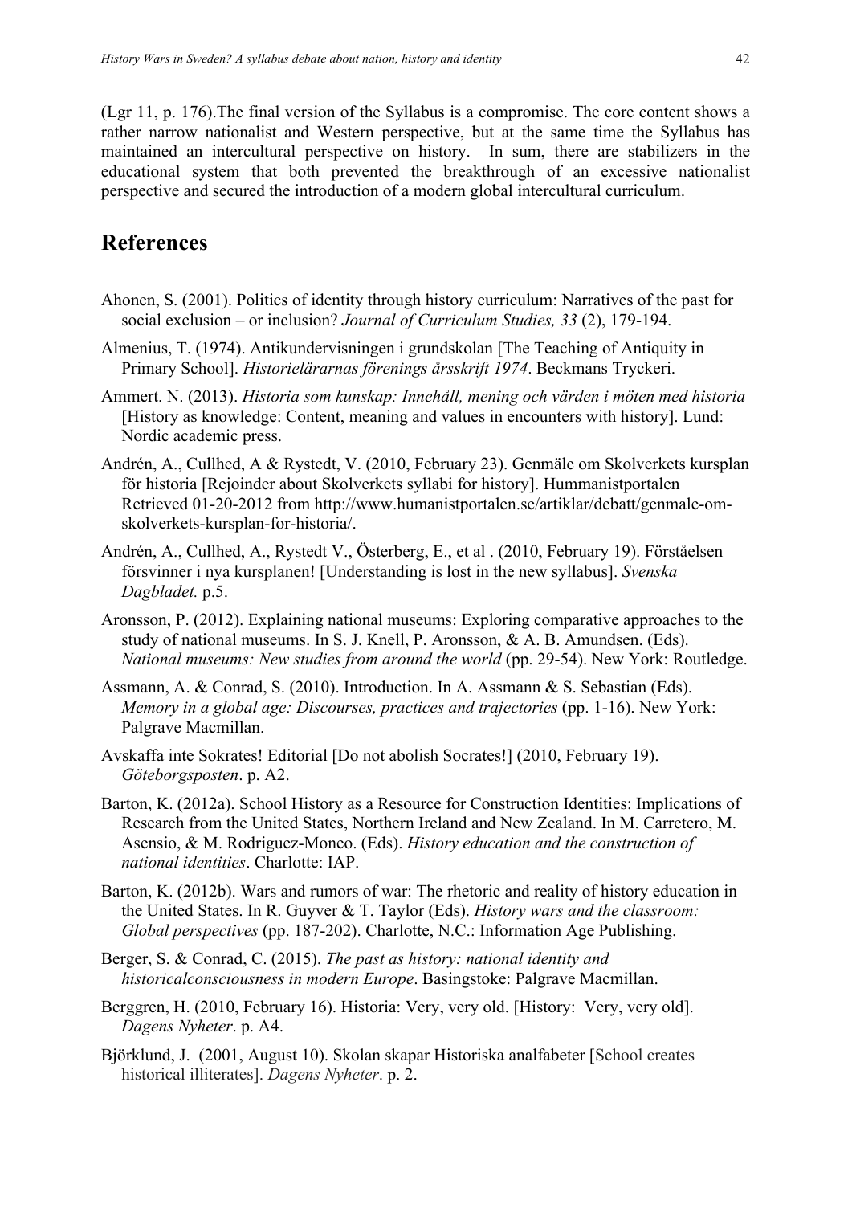(Lgr 11, p. 176).The final version of the Syllabus is a compromise. The core content shows a rather narrow nationalist and Western perspective, but at the same time the Syllabus has maintained an intercultural perspective on history. In sum, there are stabilizers in the educational system that both prevented the breakthrough of an excessive nationalist perspective and secured the introduction of a modern global intercultural curriculum.

## References

Ahonen, S. (2001). Politics of identity through history curriculum: Narratives of the past for social exclusion – or inclusion? *Journal of Curriculum Studies, 33* (2), 179-194.

Almenius, T. (1974). Antikundervisningen i grundskolan [The Teaching of Antiquity in Primary School]. *Historielärarnas förenings årsskrift 1974*. Beckmans Tryckeri.

Ammert. N. (2013). *Historia som kunskap: Innehåll, mening och värden i möten med historia* [History as knowledge: Content, meaning and values in encounters with history]. Lund: Nordic academic press.

Andrén, A., Cullhed, A & Rystedt, V. (2010, February 23). Genmäle om Skolverkets kursplan för historia [Rejoinder about Skolverkets syllabi for history]. Hummanistportalen Retrieved 01-20-2012 from http://www.humanistportalen.se/artiklar/debatt/genmale-om-skolverkets-kursplan-for-historia/.

Andrén, A., Cullhed, A., Rystedt V., Österberg, E., et al . (2010, February 19). Förståelsen försvinner i nya kursplanen! [Understanding is lost in the new syllabus]. *Svenska Dagbladet.* p.5.

Aronsson, P. (2012). Explaining national museums: Exploring comparative approaches to the study of national museums. In S. J. Knell, P. Aronsson, & A. B. Amundsen. (Eds). *National museums: New studies from around the world* (pp. 29-54). New York: Routledge.

Assmann, A. & Conrad, S. (2010). Introduction. In A. Assmann & S. Sebastian (Eds). *Memory in a global age: Discourses, practices and trajectories* (pp. 1-16). New York: Palgrave Macmillan.

Avskaffa inte Sokrates! Editorial [Do not abolish Socrates!] (2010, February 19). *Göteborgsposten*. p. A2.

Barton, K. (2012a). School History as a Resource for Construction Identities: Implications of Research from the United States, Northern Ireland and New Zealand. In M. Carretero, M. Asensio, & M. Rodriguez-Moneo. (Eds). *History education and the construction of national identities*. Charlotte: IAP.

Barton, K. (2012b). Wars and rumors of war: The rhetoric and reality of history education in the United States. In R. Guyver & T. Taylor (Eds). *History wars and the classroom: Global perspectives* (pp. 187-202). Charlotte, N.C.: Information Age Publishing.

Berger, S. & Conrad, C. (2015). *The past as history: national identity and historicalconsciousness in modern Europe*. Basingstoke: Palgrave Macmillan.

Berggren, H. (2010, February 16). Historia: Very, very old. [History: Very, very old]. *Dagens Nyheter*. p. A4.

Björklund, J. (2001, August 10). Skolan skapar Historiska analfabeter [School creates historical illiterates]. *Dagens Nyheter*. p. 2.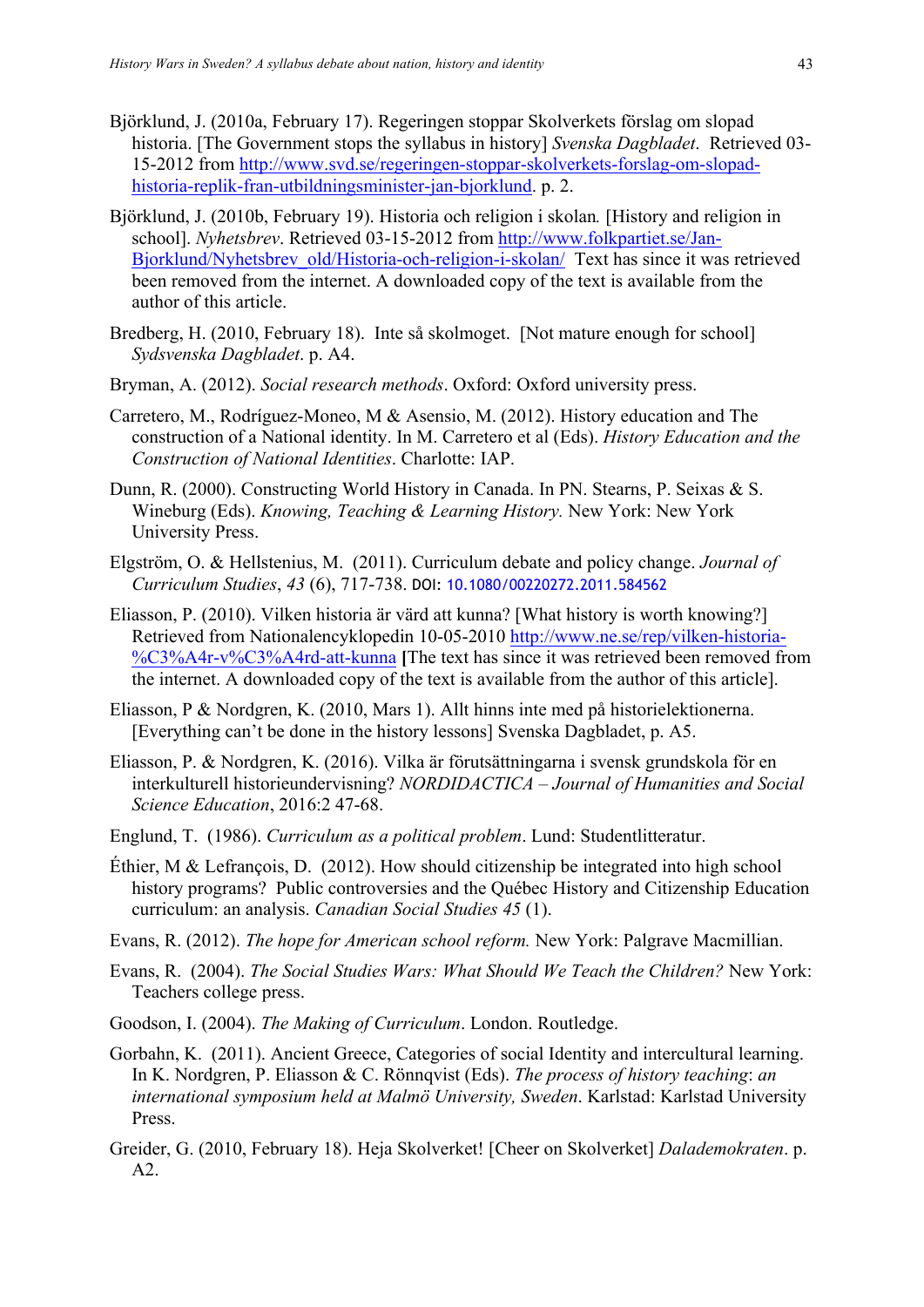Björklund, J. (2010a, February 17). Regeringen stoppar Skolverkets förslag om slopad historia. [The Government stops the syllabus in history] *Svenska Dagbladet*. Retrieved 03-15-2012 from http://www.svd.se/regeringen-stoppar-skolverkets-forslag-om-slopad-historia-replik-fran-utbildningsminister-jan-bjorklund. p. 2.

Björklund, J. (2010b, February 19). Historia och religion i skolan*.* [History and religion in school]. *Nyhetsbrev*. Retrieved 03-15-2012 from http://www.folkpartiet.se/Jan-Bjorklund/Nyhetsbrev_old/Historia-och-religion-i-skolan/ Text has since it was retrieved been removed from the internet. A downloaded copy of the text is available from the author of this article.

Bredberg, H. (2010, February 18). Inte så skolmoget. [Not mature enough for school] *Sydsvenska Dagbladet*. p. A4.

Bryman, A. (2012). *Social research methods*. Oxford: Oxford university press.

Carretero, M., Rodríguez-Moneo, M & Asensio, M. (2012). History education and The construction of a National identity. In M. Carretero et al (Eds). *History Education and the Construction of National Identities*. Charlotte: IAP.

Dunn, R. (2000). Constructing World History in Canada. In PN. Stearns, P. Seixas & S. Wineburg (Eds). *Knowing, Teaching & Learning History.* New York: New York University Press.

Elgström, O. & Hellstenius, M. (2011). Curriculum debate and policy change. *Journal of Curriculum Studies*, *43* (6), 717-738. DOI: 10.1080/00220272.2011.584562

Eliasson, P. (2010). Vilken historia är värd att kunna? [What history is worth knowing?] Retrieved from Nationalencyklopedin 10-05-2010 http://www.ne.se/rep/vilken-historia-%C3%A4r-v%C3%A4rd-att-kunna [The text has since it was retrieved been removed from the internet. A downloaded copy of the text is available from the author of this article].

Eliasson, P & Nordgren, K. (2010, Mars 1). Allt hinns inte med på historielektionerna. [Everything can't be done in the history lessons] Svenska Dagbladet, p. A5.

Eliasson, P. & Nordgren, K. (2016). Vilka är förutsättningarna i svensk grundskola för en interkulturell historieundervisning? *NORDIDACTICA – Journal of Humanities and Social Science Education*, 2016:2 47-68.

Englund, T. (1986). *Curriculum as a political problem*. Lund: Studentlitteratur.

Éthier, M & Lefrançois, D. (2012). How should citizenship be integrated into high school history programs? Public controversies and the Québec History and Citizenship Education curriculum: an analysis. *Canadian Social Studies 45* (1).

Evans, R. (2012). *The hope for American school reform.* New York: Palgrave Macmillian.

Evans, R. (2004). *The Social Studies Wars: What Should We Teach the Children?* New York: Teachers college press.

Goodson, I. (2004). *The Making of Curriculum*. London. Routledge.

Gorbahn, K. (2011). Ancient Greece, Categories of social Identity and intercultural learning. In K. Nordgren, P. Eliasson & C. Rönnqvist (Eds). *The process of history teaching*: *an international symposium held at Malmö University, Sweden*. Karlstad: Karlstad University Press.

Greider, G. (2010, February 18). Heja Skolverket! [Cheer on Skolverket] *Dalademokraten*. p. A2.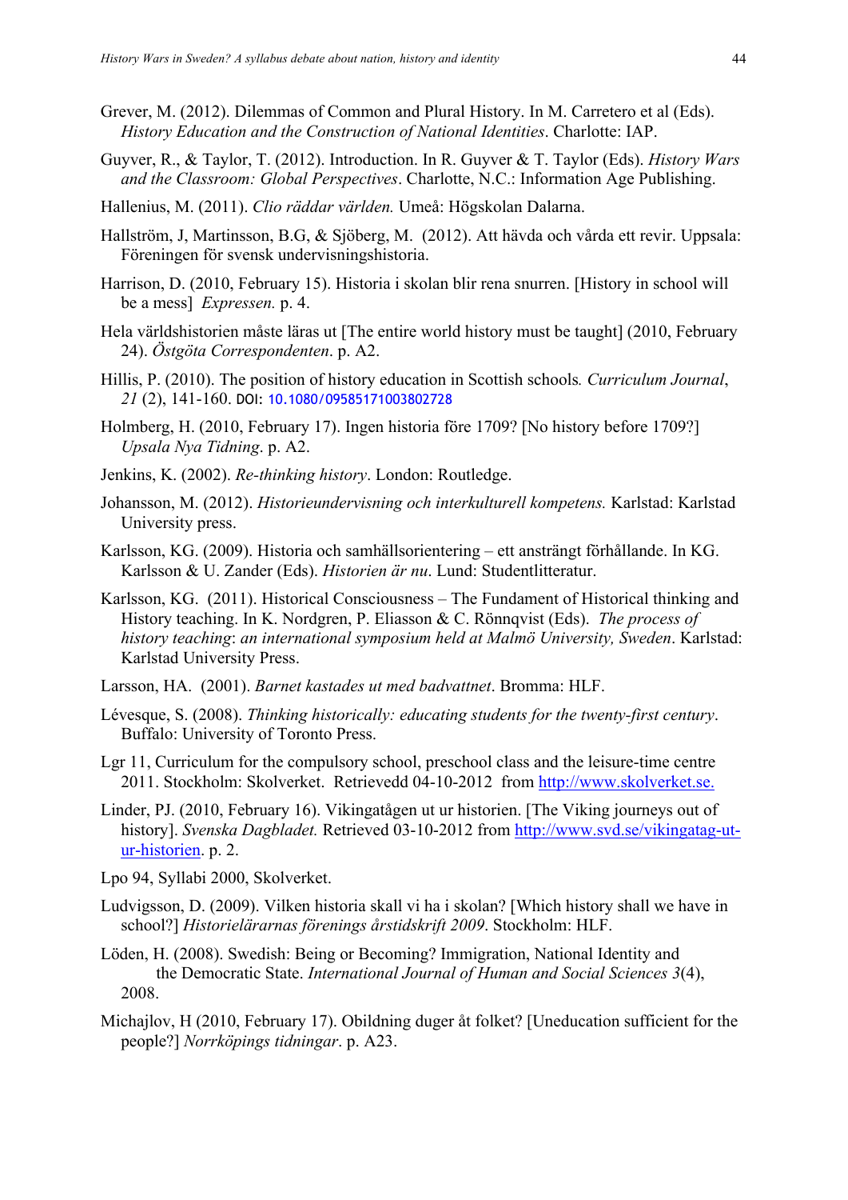Grever, M. (2012). Dilemmas of Common and Plural History. In M. Carretero et al (Eds). *History Education and the Construction of National Identities*. Charlotte: IAP.

Guyver, R., & Taylor, T. (2012). Introduction. In R. Guyver & T. Taylor (Eds). *History Wars and the Classroom: Global Perspectives*. Charlotte, N.C.: Information Age Publishing.

Hallenius, M. (2011). *Clio räddar världen.* Umeå: Högskolan Dalarna.

Hallström, J, Martinsson, B.G, & Sjöberg, M. (2012). Att hävda och vårda ett revir. Uppsala: Föreningen för svensk undervisningshistoria.

Harrison, D. (2010, February 15). Historia i skolan blir rena snurren. [History in school will be a mess] *Expressen.* p. 4.

Hela världshistorien måste läras ut [The entire world history must be taught] (2010, February 24). *Östgöta Correspondenten*. p. A2.

Hillis, P. (2010). The position of history education in Scottish schools*. Curriculum Journal*, *21* (2), 141-160. DOI: 10.1080/09585171003802728

Holmberg, H. (2010, February 17). Ingen historia före 1709? [No history before 1709?] *Upsala Nya Tidning*. p. A2.

Jenkins, K. (2002). *Re-thinking history*. London: Routledge.

Johansson, M. (2012). *Historieundervisning och interkulturell kompetens.* Karlstad: Karlstad University press.

Karlsson, KG. (2009). Historia och samhällsorientering – ett ansträngt förhållande. In KG. Karlsson & U. Zander (Eds). *Historien är nu*. Lund: Studentlitteratur.

Karlsson, KG. (2011). Historical Consciousness – The Fundament of Historical thinking and History teaching. In K. Nordgren, P. Eliasson & C. Rönnqvist (Eds). *The process of history teaching*: *an international symposium held at Malmö University, Sweden*. Karlstad: Karlstad University Press.

Larsson, HA. (2001). *Barnet kastades ut med badvattnet*. Bromma: HLF.

Lévesque, S. (2008). *Thinking historically: educating students for the twenty-first century*. Buffalo: University of Toronto Press.

Lgr 11, Curriculum for the compulsory school, preschool class and the leisure-time centre 2011. Stockholm: Skolverket. Retrievedd 04-10-2012 from http://www.skolverket.se.

Linder, PJ. (2010, February 16). Vikingatågen ut ur historien. [The Viking journeys out of history]. *Svenska Dagbladet.* Retrieved 03-10-2012 from http://www.svd.se/vikingatag-ut-ur-historien. p. 2.

Lpo 94, Syllabi 2000, Skolverket.

Ludvigsson, D. (2009). Vilken historia skall vi ha i skolan? [Which history shall we have in school?] *Historielärarnas förenings årstidskrift 2009.* Stockholm: HLF.

Löden, H. (2008). Swedish: Being or Becoming? Immigration, National Identity and the Democratic State. *International Journal of Human and Social Sciences 3*(4), 2008.

Michajlov, H (2010, February 17). Obildning duger åt folket? [Uneducation sufficient for the people?] *Norrköpings tidningar*. p. A23.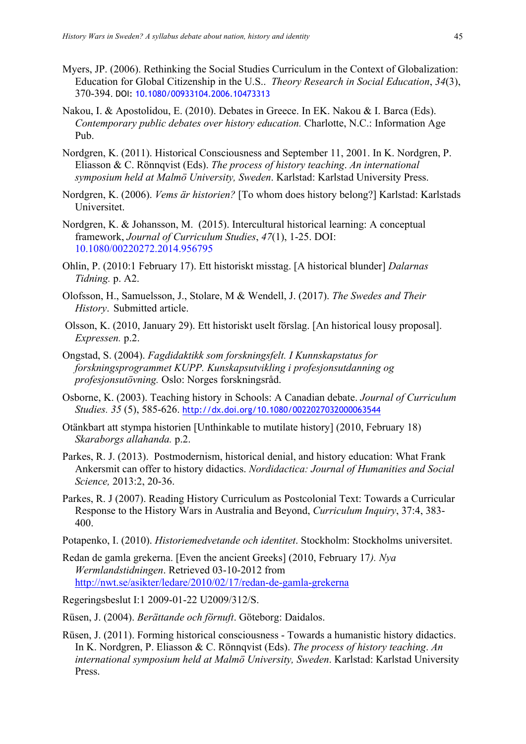Myers, JP. (2006). Rethinking the Social Studies Curriculum in the Context of Globalization: Education for Global Citizenship in the U.S.. *Theory Research in Social Education*, *34*(3), 370-394. DOI: 10.1080/00933104.2006.10473313

Nakou, I. & Apostolidou, E. (2010). Debates in Greece. In EK. Nakou & I. Barca (Eds). *Contemporary public debates over history education.* Charlotte, N.C.: Information Age Pub.

Nordgren, K. (2011). Historical Consciousness and September 11, 2001. In K. Nordgren, P. Eliasson & C. Rönnqvist (Eds). *The process of history teaching*. *An international symposium held at Malmö University, Sweden*. Karlstad: Karlstad University Press.

Nordgren, K. (2006). *Vems är historien?* [To whom does history belong?] Karlstad: Karlstads Universitet.

Nordgren, K. & Johansson, M. (2015). Intercultural historical learning: A conceptual framework, *Journal of Curriculum Studies*, *47*(1), 1-25. DOI: 10.1080/00220272.2014.956795

Ohlin, P. (2010:1 February 17). Ett historiskt misstag. [A historical blunder] *Dalarnas Tidning.* p. A2.

Olofsson, H., Samuelsson, J., Stolare, M & Wendell, J. (2017). *The Swedes and Their History*. Submitted article.

Olsson, K. (2010, January 29). Ett historiskt uselt förslag. [An historical lousy proposal]. *Expressen.* p.2.

Ongstad, S. (2004). *Fagdidaktikk som forskningsfelt. I Kunnskapstatus for forskningsprogrammet KUPP. Kunskapsutvikling i profesjonsutdanning og profesjonsutövning.* Oslo: Norges forskningsråd.

Osborne, K. (2003). Teaching history in Schools: A Canadian debate. *Journal of Curriculum Studies. 35* (5), 585-626. http://dx.doi.org/10.1080/0022027032000063544

Otänkbart att stympa historien [Unthinkable to mutilate history] (2010, February 18) *Skaraborgs allahanda.* p.2.

Parkes, R. J. (2013). Postmodernism, historical denial, and history education: What Frank Ankersmit can offer to history didactics. *Nordidactica: Journal of Humanities and Social Science,* 2013:2, 20-36.

Parkes, R. J (2007). Reading History Curriculum as Postcolonial Text: Towards a Curricular Response to the History Wars in Australia and Beyond, *Curriculum Inquiry*, 37:4, 383-400.

Potapenko, I. (2010). *Historiemedvetande och identitet*. Stockholm: Stockholms universitet.

Redan de gamla grekerna. [Even the ancient Greeks] (2010, February 17*). Nya Wermlandstidningen*. Retrieved 03-10-2012 from http://nwt.se/asikter/ledare/2010/02/17/redan-de-gamla-grekerna

Regeringsbeslut I:1 2009-01-22 U2009/312/S.

Rüsen, J. (2004). *Berättande och förnuft*. Göteborg: Daidalos.

Rüsen, J. (2011). Forming historical consciousness - Towards a humanistic history didactics. In K. Nordgren, P. Eliasson & C. Rönnqvist (Eds). *The process of history teaching*. *An international symposium held at Malmö University, Sweden*. Karlstad: Karlstad University Press.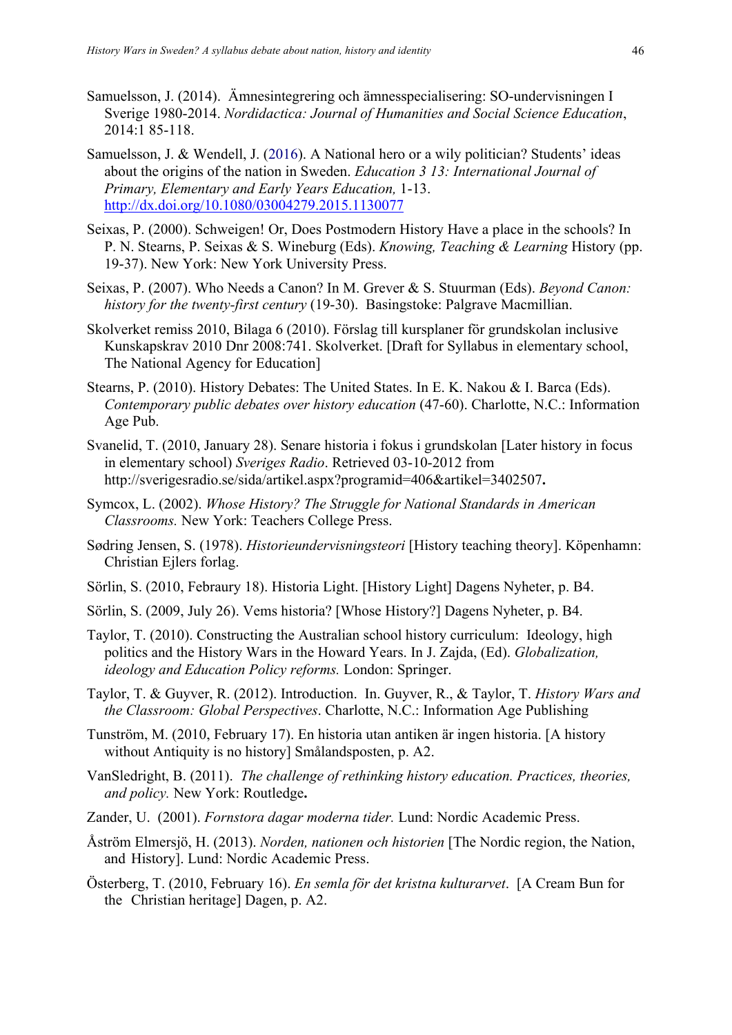Samuelsson, J. (2014). Ämnesintegrering och ämnesspecialisering: SO-undervisningen I Sverige 1980-2014. *Nordidactica: Journal of Humanities and Social Science Education*, 2014:1 85-118.

Samuelsson, J. & Wendell, J. (2016). A National hero or a wily politician? Students' ideas about the origins of the nation in Sweden. *Education 3 13: International Journal of Primary, Elementary and Early Years Education,* 1-13. http://dx.doi.org/10.1080/03004279.2015.1130077

Seixas, P. (2000). Schweigen! Or, Does Postmodern History Have a place in the schools? In P. N. Stearns, P. Seixas & S. Wineburg (Eds). *Knowing, Teaching & Learning* History (pp. 19-37). New York: New York University Press.

Seixas, P. (2007). Who Needs a Canon? In M. Grever & S. Stuurman (Eds). *Beyond Canon: history for the twenty-first century* (19-30). Basingstoke: Palgrave Macmillian.

Skolverket remiss 2010, Bilaga 6 (2010). Förslag till kursplaner för grundskolan inclusive Kunskapskrav 2010 Dnr 2008:741. Skolverket. [Draft for Syllabus in elementary school, The National Agency for Education]

Stearns, P. (2010). History Debates: The United States. In E. K. Nakou & I. Barca (Eds). *Contemporary public debates over history education* (47-60). Charlotte, N.C.: Information Age Pub.

Svanelid, T. (2010, January 28). Senare historia i fokus i grundskolan [Later history in focus in elementary school) *Sveriges Radio*. Retrieved 03-10-2012 from http://sverigesradio.se/sida/artikel.aspx?programid=406&artikel=3402507**.**

Symcox, L. (2002). *Whose History? The Struggle for National Standards in American Classrooms.* New York: Teachers College Press.

Sødring Jensen, S. (1978). *Historieundervisningsteori* [History teaching theory]. Köpenhamn: Christian Ejlers forlag.

Sörlin, S. (2010, Febraury 18). Historia Light. [History Light] Dagens Nyheter, p. B4.

Sörlin, S. (2009, July 26). Vems historia? [Whose History?] Dagens Nyheter, p. B4.

Taylor, T. (2010). Constructing the Australian school history curriculum: Ideology, high politics and the History Wars in the Howard Years. In J. Zajda, (Ed). *Globalization, ideology and Education Policy reforms.* London: Springer.

Taylor, T. & Guyver, R. (2012). Introduction. In. Guyver, R., & Taylor, T. *History Wars and the Classroom: Global Perspectives*. Charlotte, N.C.: Information Age Publishing

Tunström, M. (2010, February 17). En historia utan antiken är ingen historia. [A history without Antiquity is no history] Smålandsposten, p. A2.

VanSledright, B. (2011). *The challenge of rethinking history education. Practices, theories, and policy.* New York: Routledge**.**

Zander, U. (2001). *Fornstora dagar moderna tider.* Lund: Nordic Academic Press.

Åström Elmersjö, H. (2013). *Norden, nationen och historien* [The Nordic region, the Nation, and History]. Lund: Nordic Academic Press.

Österberg, T. (2010, February 16). *En semla för det kristna kulturarvet*. [A Cream Bun for the Christian heritage] Dagen, p. A2.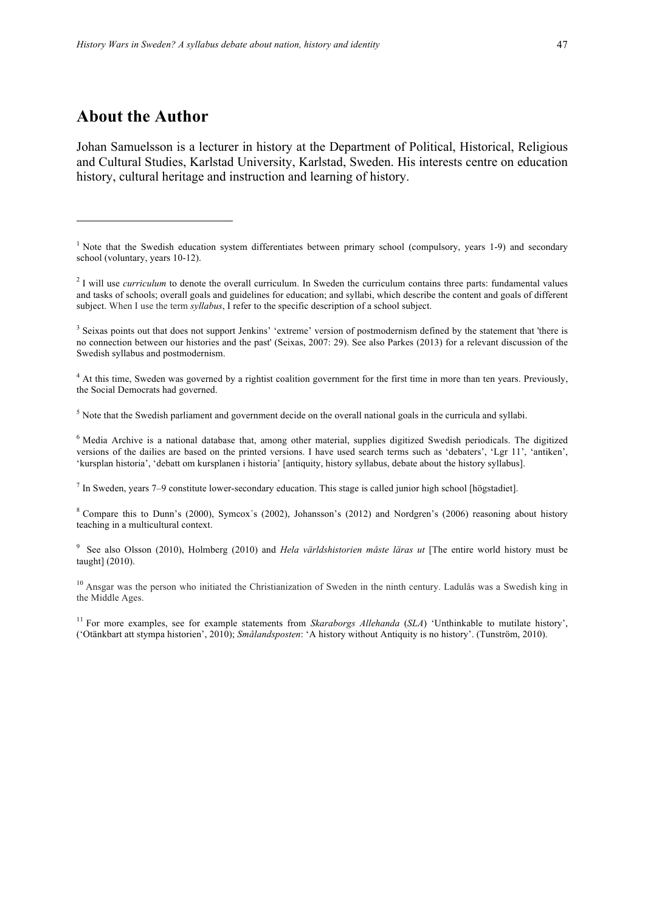## About the Author

Johan Samuelsson is a lecturer in history at the Department of Political, Historical, Religious and Cultural Studies, Karlstad University, Karlstad, Sweden. His interests centre on education history, cultural heritage and instruction and learning of history.

---

[1] Note that the Swedish education system differentiates between primary school (compulsory, years 1-9) and secondary school (voluntary, years 10-12).

[2] I will use *curriculum* to denote the overall curriculum. In Sweden the curriculum contains three parts: fundamental values and tasks of schools; overall goals and guidelines for education; and syllabi, which describe the content and goals of different subject. When I use the term *syllabus*, I refer to the specific description of a school subject.

[3] Seixas points out that does not support Jenkins' 'extreme' version of postmodernism defined by the statement that 'there is no connection between our histories and the past' (Seixas, 2007: 29). See also Parkes (2013) for a relevant discussion of the Swedish syllabus and postmodernism.

[4] At this time, Sweden was governed by a rightist coalition government for the first time in more than ten years. Previously, the Social Democrats had governed.

[5] Note that the Swedish parliament and government decide on the overall national goals in the curricula and syllabi.

[6] Media Archive is a national database that, among other material, supplies digitized Swedish periodicals. The digitized versions of the dailies are based on the printed versions. I have used search terms such as 'debaters', 'Lgr 11', 'antiken', 'kursplan historia', 'debatt om kursplanen i historia' [antiquity, history syllabus, debate about the history syllabus].

[7] In Sweden, years 7–9 constitute lower-secondary education. This stage is called junior high school [högstadiet].

[8] Compare this to Dunn's (2000), Symcox´s (2002), Johansson's (2012) and Nordgren's (2006) reasoning about history teaching in a multicultural context.

[9] See also Olsson (2010), Holmberg (2010) and *Hela världshistorien måste läras ut* [The entire world history must be taught] (2010).

[10] Ansgar was the person who initiated the Christianization of Sweden in the ninth century. Ladulås was a Swedish king in the Middle Ages.

[11] For more examples, see for example statements from *Skaraborgs Allehanda* (*SLA*) 'Unthinkable to mutilate history', ('Otänkbart att stympa historien', 2010); *Smålandsposten*: 'A history without Antiquity is no history'. (Tunström, 2010).